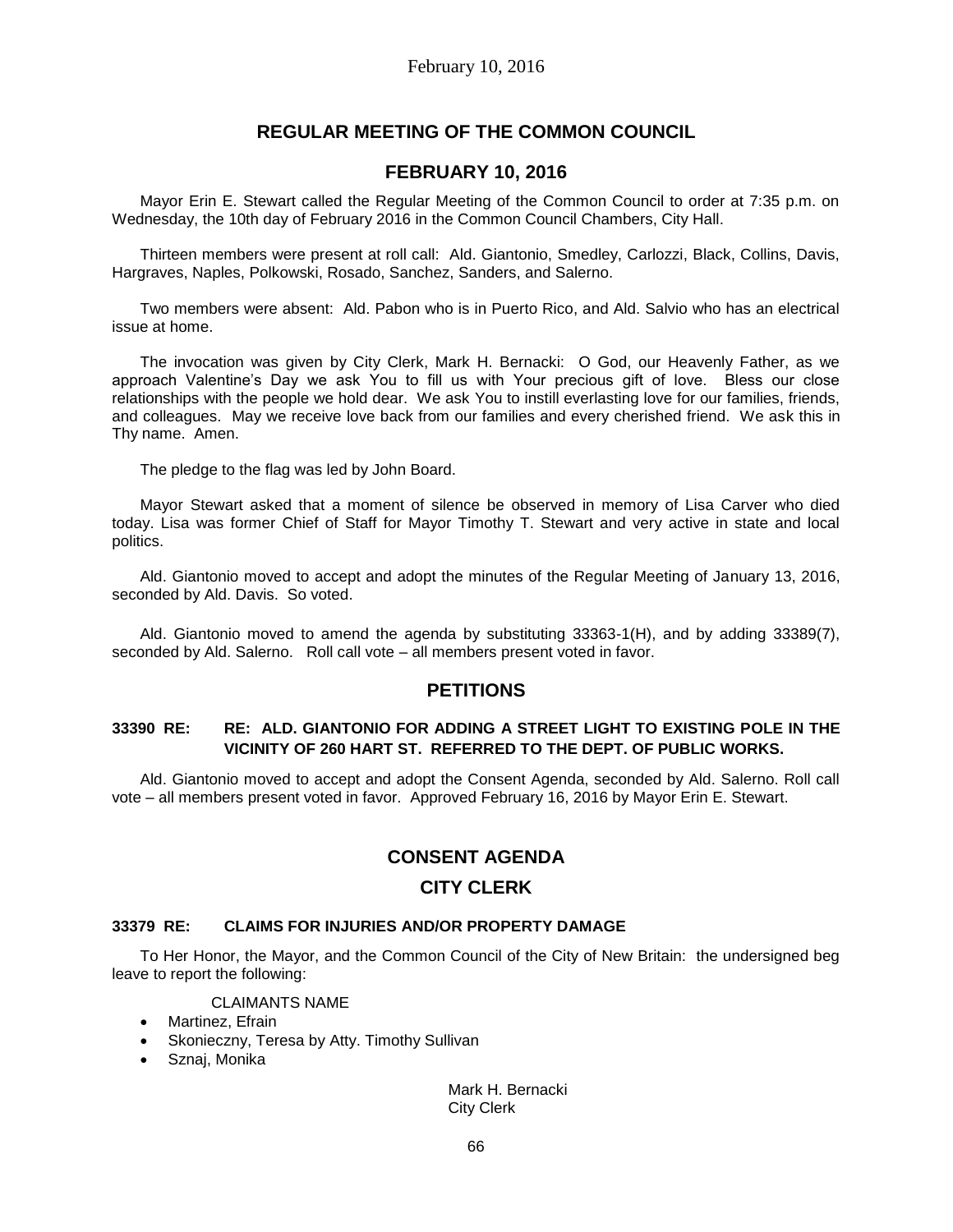# REGULAR MEETING OF THE COMMON COUNCIL

## FEBRUARY 10, 2016

Mayor Erin E. Stewart called the Regular Meeting of the Common Council to order at 7:35 p.m. on Wednesday, the 10th day of February 2016 in the Common Council Chambers, City Hall.

Thirteen members were present at roll call: Ald. Giantonio, Smedley, Carlozzi, Black, Collins, Davis, Hargraves, Naples, Polkowski, Rosado, Sanchez, Sanders, and Salerno.

Two members were absent: Ald. Pabon who is in Puerto Rico, and Ald. Salvio who has an electrical issue at home.

The invocation was given by City Clerk, Mark H. Bernacki: O God, our Heavenly Father, as we approach Valentine's Day we ask You to fill us with Your precious gift of love. Bless our close relationships with the people we hold dear. We ask You to instill everlasting love for our families, friends, and colleagues. May we receive love back from our families and every cherished friend. We ask this in Thy name. Amen.

The pledge to the flag was led by John Board.

Mayor Stewart asked that a moment of silence be observed in memory of Lisa Carver who died today. Lisa was former Chief of Staff for Mayor Timothy T. Stewart and very active in state and local politics.

Ald. Giantonio moved to accept and adopt the minutes of the Regular Meeting of January 13, 2016, seconded by Ald. Davis. So voted.

Ald. Giantonio moved to amend the agenda by substituting 33363-1(H), and by adding 33389(7), seconded by Ald. Salerno. Roll call vote – all members present voted in favor.

## PETITIONS

**33390 RE: RE: ALD. GIANTONIO FOR ADDING A STREET LIGHT TO EXISTING POLE IN THE VICINITY OF 260 HART ST. REFERRED TO THE DEPT. OF PUBLIC WORKS.**

Ald. Giantonio moved to accept and adopt the Consent Agenda, seconded by Ald. Salerno. Roll call vote – all members present voted in favor. Approved February 16, 2016 by Mayor Erin E. Stewart.

## CONSENT AGENDA

## CITY CLERK

**33379 RE: CLAIMS FOR INJURIES AND/OR PROPERTY DAMAGE**

To Her Honor, the Mayor, and the Common Council of the City of New Britain: the undersigned beg leave to report the following:

CLAIMANTS NAME

- Martinez, Efrain
- Skonieczny, Teresa by Atty. Timothy Sullivan
- Sznaj, Monika

Mark H. Bernacki
City Clerk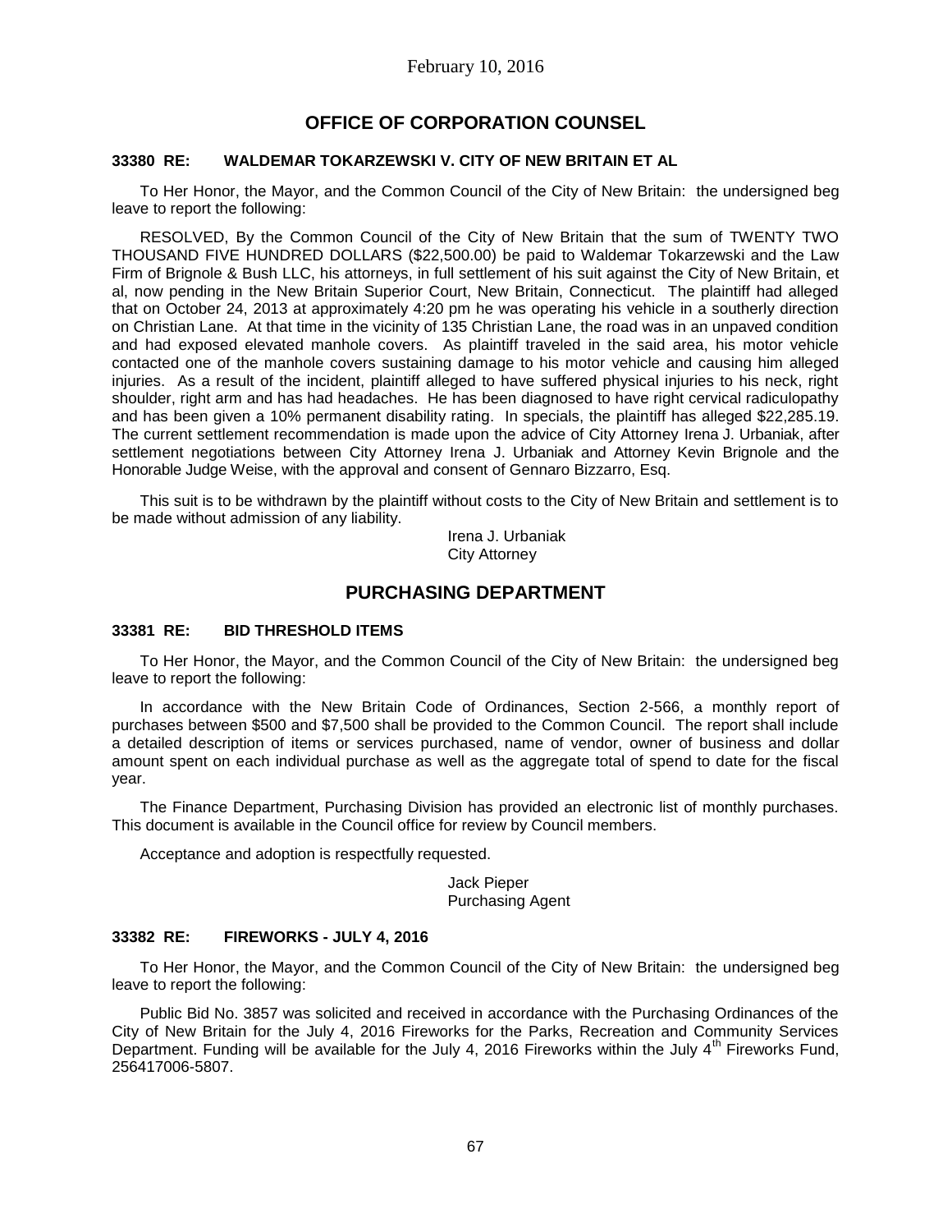## OFFICE OF CORPORATION COUNSEL

**33380 RE: WALDEMAR TOKARZEWSKI V. CITY OF NEW BRITAIN ET AL**

To Her Honor, the Mayor, and the Common Council of the City of New Britain: the undersigned beg leave to report the following:

RESOLVED, By the Common Council of the City of New Britain that the sum of TWENTY TWO THOUSAND FIVE HUNDRED DOLLARS ($22,500.00) be paid to Waldemar Tokarzewski and the Law Firm of Brignole & Bush LLC, his attorneys, in full settlement of his suit against the City of New Britain, et al, now pending in the New Britain Superior Court, New Britain, Connecticut. The plaintiff had alleged that on October 24, 2013 at approximately 4:20 pm he was operating his vehicle in a southerly direction on Christian Lane. At that time in the vicinity of 135 Christian Lane, the road was in an unpaved condition and had exposed elevated manhole covers. As plaintiff traveled in the said area, his motor vehicle contacted one of the manhole covers sustaining damage to his motor vehicle and causing him alleged injuries. As a result of the incident, plaintiff alleged to have suffered physical injuries to his neck, right shoulder, right arm and has had headaches. He has been diagnosed to have right cervical radiculopathy and has been given a 10% permanent disability rating. In specials, the plaintiff has alleged $22,285.19. The current settlement recommendation is made upon the advice of City Attorney Irena J. Urbaniak, after settlement negotiations between City Attorney Irena J. Urbaniak and Attorney Kevin Brignole and the Honorable Judge Weise, with the approval and consent of Gennaro Bizzarro, Esq.

This suit is to be withdrawn by the plaintiff without costs to the City of New Britain and settlement is to be made without admission of any liability.

Irena J. Urbaniak
City Attorney

## PURCHASING DEPARTMENT

**33381 RE: BID THRESHOLD ITEMS**

To Her Honor, the Mayor, and the Common Council of the City of New Britain: the undersigned beg leave to report the following:

In accordance with the New Britain Code of Ordinances, Section 2-566, a monthly report of purchases between $500 and $7,500 shall be provided to the Common Council. The report shall include a detailed description of items or services purchased, name of vendor, owner of business and dollar amount spent on each individual purchase as well as the aggregate total of spend to date for the fiscal year.

The Finance Department, Purchasing Division has provided an electronic list of monthly purchases. This document is available in the Council office for review by Council members.

Acceptance and adoption is respectfully requested.

Jack Pieper
Purchasing Agent

**33382 RE: FIREWORKS - JULY 4, 2016**

To Her Honor, the Mayor, and the Common Council of the City of New Britain: the undersigned beg leave to report the following:

Public Bid No. 3857 was solicited and received in accordance with the Purchasing Ordinances of the City of New Britain for the July 4, 2016 Fireworks for the Parks, Recreation and Community Services Department. Funding will be available for the July 4, 2016 Fireworks within the July 4th Fireworks Fund, 256417006-5807.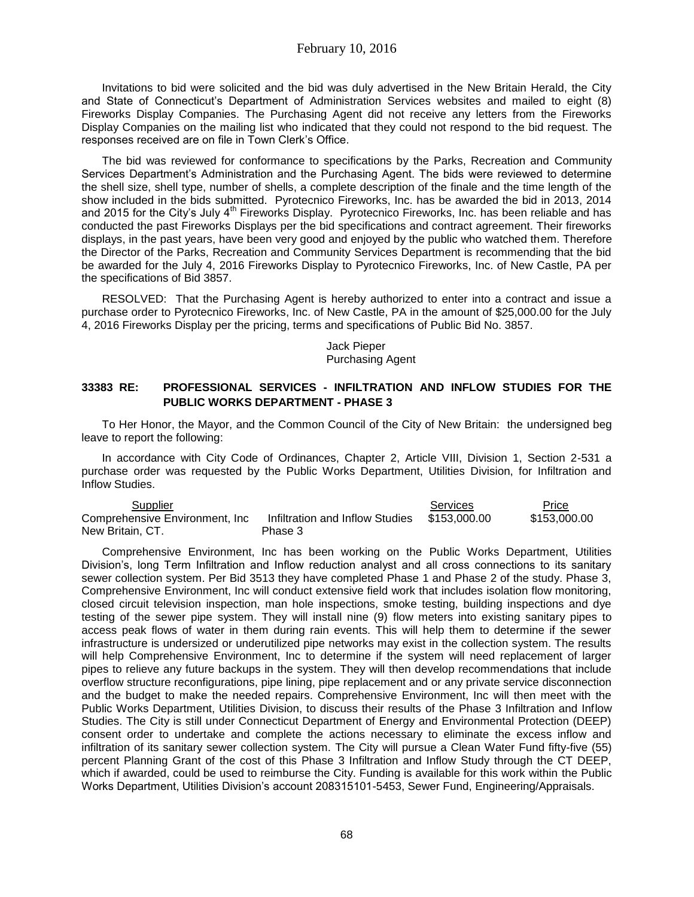Invitations to bid were solicited and the bid was duly advertised in the New Britain Herald, the City and State of Connecticut's Department of Administration Services websites and mailed to eight (8) Fireworks Display Companies. The Purchasing Agent did not receive any letters from the Fireworks Display Companies on the mailing list who indicated that they could not respond to the bid request. The responses received are on file in Town Clerk's Office.

The bid was reviewed for conformance to specifications by the Parks, Recreation and Community Services Department's Administration and the Purchasing Agent. The bids were reviewed to determine the shell size, shell type, number of shells, a complete description of the finale and the time length of the show included in the bids submitted. Pyrotecnico Fireworks, Inc. has be awarded the bid in 2013, 2014 and 2015 for the City's July 4th Fireworks Display. Pyrotecnico Fireworks, Inc. has been reliable and has conducted the past Fireworks Displays per the bid specifications and contract agreement. Their fireworks displays, in the past years, have been very good and enjoyed by the public who watched them. Therefore the Director of the Parks, Recreation and Community Services Department is recommending that the bid be awarded for the July 4, 2016 Fireworks Display to Pyrotecnico Fireworks, Inc. of New Castle, PA per the specifications of Bid 3857.

RESOLVED: That the Purchasing Agent is hereby authorized to enter into a contract and issue a purchase order to Pyrotecnico Fireworks, Inc. of New Castle, PA in the amount of $25,000.00 for the July 4, 2016 Fireworks Display per the pricing, terms and specifications of Public Bid No. 3857.

Jack Pieper
Purchasing Agent

### 33383 RE: PROFESSIONAL SERVICES - INFILTRATION AND INFLOW STUDIES FOR THE PUBLIC WORKS DEPARTMENT - PHASE 3

To Her Honor, the Mayor, and the Common Council of the City of New Britain: the undersigned beg leave to report the following:

In accordance with City Code of Ordinances, Chapter 2, Article VIII, Division 1, Section 2-531 a purchase order was requested by the Public Works Department, Utilities Division, for Infiltration and Inflow Studies.

| Supplier | | Services | Price |
|---|---|---|---|
| Comprehensive Environment, Inc New Britain, CT. | Infiltration and Inflow Studies Phase 3 | $153,000.00 | $153,000.00 |

Comprehensive Environment, Inc has been working on the Public Works Department, Utilities Division's, long Term Infiltration and Inflow reduction analyst and all cross connections to its sanitary sewer collection system. Per Bid 3513 they have completed Phase 1 and Phase 2 of the study. Phase 3, Comprehensive Environment, Inc will conduct extensive field work that includes isolation flow monitoring, closed circuit television inspection, man hole inspections, smoke testing, building inspections and dye testing of the sewer pipe system. They will install nine (9) flow meters into existing sanitary pipes to access peak flows of water in them during rain events. This will help them to determine if the sewer infrastructure is undersized or underutilized pipe networks may exist in the collection system. The results will help Comprehensive Environment, Inc to determine if the system will need replacement of larger pipes to relieve any future backups in the system. They will then develop recommendations that include overflow structure reconfigurations, pipe lining, pipe replacement and or any private service disconnection and the budget to make the needed repairs. Comprehensive Environment, Inc will then meet with the Public Works Department, Utilities Division, to discuss their results of the Phase 3 Infiltration and Inflow Studies. The City is still under Connecticut Department of Energy and Environmental Protection (DEEP) consent order to undertake and complete the actions necessary to eliminate the excess inflow and infiltration of its sanitary sewer collection system. The City will pursue a Clean Water Fund fifty-five (55) percent Planning Grant of the cost of this Phase 3 Infiltration and Inflow Study through the CT DEEP, which if awarded, could be used to reimburse the City. Funding is available for this work within the Public Works Department, Utilities Division's account 208315101-5453, Sewer Fund, Engineering/Appraisals.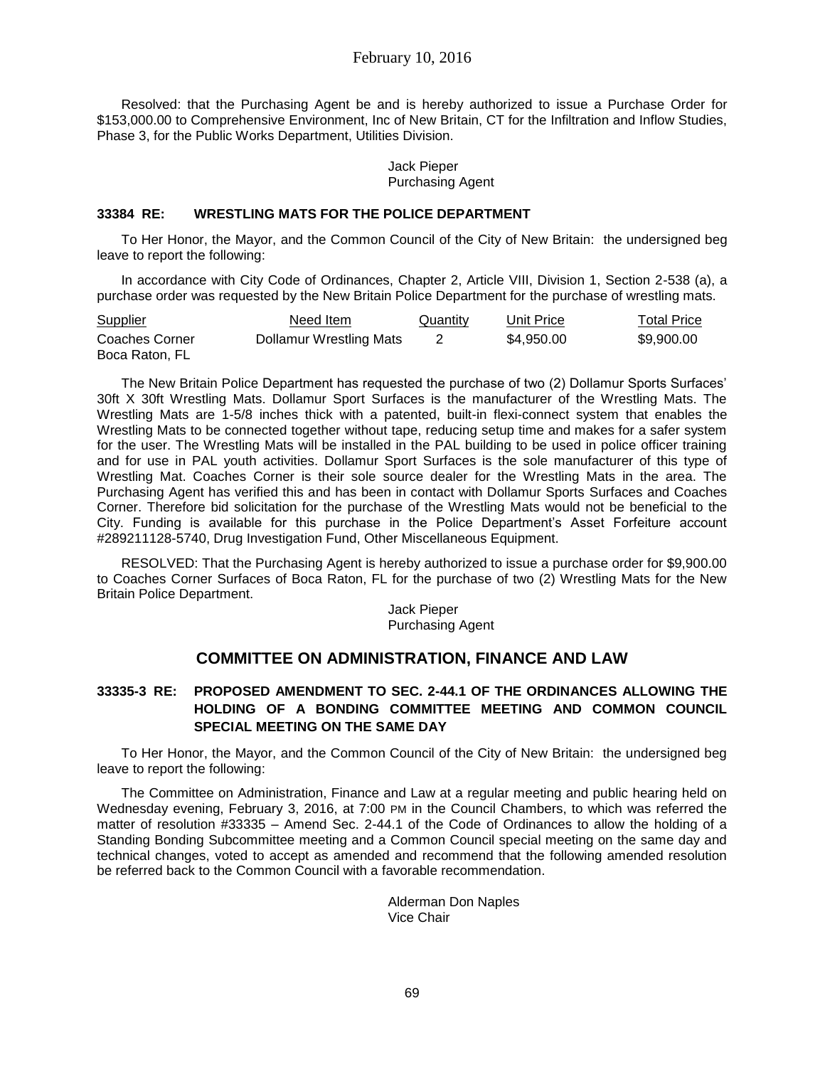Resolved: that the Purchasing Agent be and is hereby authorized to issue a Purchase Order for $153,000.00 to Comprehensive Environment, Inc of New Britain, CT for the Infiltration and Inflow Studies, Phase 3, for the Public Works Department, Utilities Division.

Jack Pieper
Purchasing Agent

### 33384 RE: WRESTLING MATS FOR THE POLICE DEPARTMENT

To Her Honor, the Mayor, and the Common Council of the City of New Britain: the undersigned beg leave to report the following:

In accordance with City Code of Ordinances, Chapter 2, Article VIII, Division 1, Section 2-538 (a), a purchase order was requested by the New Britain Police Department for the purchase of wrestling mats.

| Supplier | Need Item | Quantity | Unit Price | Total Price |
|---|---|---|---|---|
| Coaches Corner Boca Raton, FL | Dollamur Wrestling Mats | 2 | $4,950.00 | $9,900.00 |

The New Britain Police Department has requested the purchase of two (2) Dollamur Sports Surfaces' 30ft X 30ft Wrestling Mats. Dollamur Sport Surfaces is the manufacturer of the Wrestling Mats. The Wrestling Mats are 1-5/8 inches thick with a patented, built-in flexi-connect system that enables the Wrestling Mats to be connected together without tape, reducing setup time and makes for a safer system for the user. The Wrestling Mats will be installed in the PAL building to be used in police officer training and for use in PAL youth activities. Dollamur Sport Surfaces is the sole manufacturer of this type of Wrestling Mat. Coaches Corner is their sole source dealer for the Wrestling Mats in the area. The Purchasing Agent has verified this and has been in contact with Dollamur Sports Surfaces and Coaches Corner. Therefore bid solicitation for the purchase of the Wrestling Mats would not be beneficial to the City. Funding is available for this purchase in the Police Department's Asset Forfeiture account #289211128-5740, Drug Investigation Fund, Other Miscellaneous Equipment.

RESOLVED: That the Purchasing Agent is hereby authorized to issue a purchase order for $9,900.00 to Coaches Corner Surfaces of Boca Raton, FL for the purchase of two (2) Wrestling Mats for the New Britain Police Department.

Jack Pieper
Purchasing Agent

## COMMITTEE ON ADMINISTRATION, FINANCE AND LAW

### 33335-3 RE: PROPOSED AMENDMENT TO SEC. 2-44.1 OF THE ORDINANCES ALLOWING THE HOLDING OF A BONDING COMMITTEE MEETING AND COMMON COUNCIL SPECIAL MEETING ON THE SAME DAY

To Her Honor, the Mayor, and the Common Council of the City of New Britain: the undersigned beg leave to report the following:

The Committee on Administration, Finance and Law at a regular meeting and public hearing held on Wednesday evening, February 3, 2016, at 7:00 PM in the Council Chambers, to which was referred the matter of resolution #33335 – Amend Sec. 2-44.1 of the Code of Ordinances to allow the holding of a Standing Bonding Subcommittee meeting and a Common Council special meeting on the same day and technical changes, voted to accept as amended and recommend that the following amended resolution be referred back to the Common Council with a favorable recommendation.

Alderman Don Naples
Vice Chair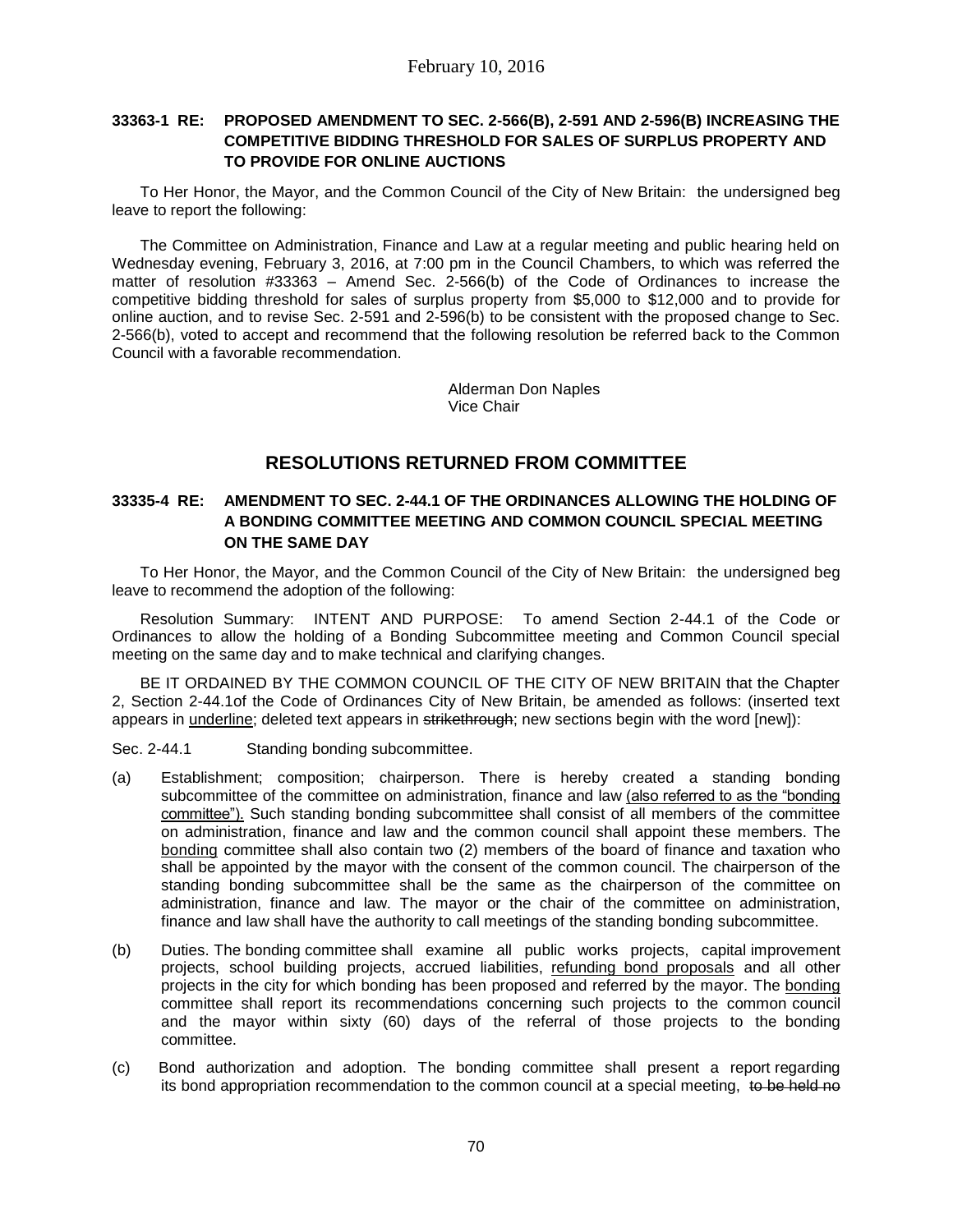### 33363-1 RE: PROPOSED AMENDMENT TO SEC. 2-566(B), 2-591 AND 2-596(B) INCREASING THE COMPETITIVE BIDDING THRESHOLD FOR SALES OF SURPLUS PROPERTY AND TO PROVIDE FOR ONLINE AUCTIONS

To Her Honor, the Mayor, and the Common Council of the City of New Britain: the undersigned beg leave to report the following:

The Committee on Administration, Finance and Law at a regular meeting and public hearing held on Wednesday evening, February 3, 2016, at 7:00 pm in the Council Chambers, to which was referred the matter of resolution #33363 – Amend Sec. 2-566(b) of the Code of Ordinances to increase the competitive bidding threshold for sales of surplus property from $5,000 to $12,000 and to provide for online auction, and to revise Sec. 2-591 and 2-596(b) to be consistent with the proposed change to Sec. 2-566(b), voted to accept and recommend that the following resolution be referred back to the Common Council with a favorable recommendation.

Alderman Don Naples
Vice Chair

## RESOLUTIONS RETURNED FROM COMMITTEE

### 33335-4 RE: AMENDMENT TO SEC. 2-44.1 OF THE ORDINANCES ALLOWING THE HOLDING OF A BONDING COMMITTEE MEETING AND COMMON COUNCIL SPECIAL MEETING ON THE SAME DAY

To Her Honor, the Mayor, and the Common Council of the City of New Britain: the undersigned beg leave to recommend the adoption of the following:

Resolution Summary: INTENT AND PURPOSE: To amend Section 2-44.1 of the Code or Ordinances to allow the holding of a Bonding Subcommittee meeting and Common Council special meeting on the same day and to make technical and clarifying changes.

BE IT ORDAINED BY THE COMMON COUNCIL OF THE CITY OF NEW BRITAIN that the Chapter 2, Section 2-44.1of the Code of Ordinances City of New Britain, be amended as follows: (inserted text appears in <u>underline</u>; deleted text appears in ~~strikethrough~~; new sections begin with the word [new]):

Sec. 2-44.1 Standing bonding subcommittee.

(a) Establishment; composition; chairperson. There is hereby created a standing bonding subcommittee of the committee on administration, finance and law <u>(also referred to as the "bonding committee").</u> Such standing bonding subcommittee shall consist of all members of the committee on administration, finance and law and the common council shall appoint these members. The <u>bonding</u> committee shall also contain two (2) members of the board of finance and taxation who shall be appointed by the mayor with the consent of the common council. The chairperson of the standing bonding subcommittee shall be the same as the chairperson of the committee on administration, finance and law. The mayor or the chair of the committee on administration, finance and law shall have the authority to call meetings of the standing bonding subcommittee.

(b) Duties. The bonding committee shall examine all public works projects, capital improvement projects, school building projects, accrued liabilities, <u>refunding bond proposals</u> and all other projects in the city for which bonding has been proposed and referred by the mayor. The <u>bonding</u> committee shall report its recommendations concerning such projects to the common council and the mayor within sixty (60) days of the referral of those projects to the bonding committee.

(c) Bond authorization and adoption. The bonding committee shall present a report regarding its bond appropriation recommendation to the common council at a special meeting, ~~to be held no~~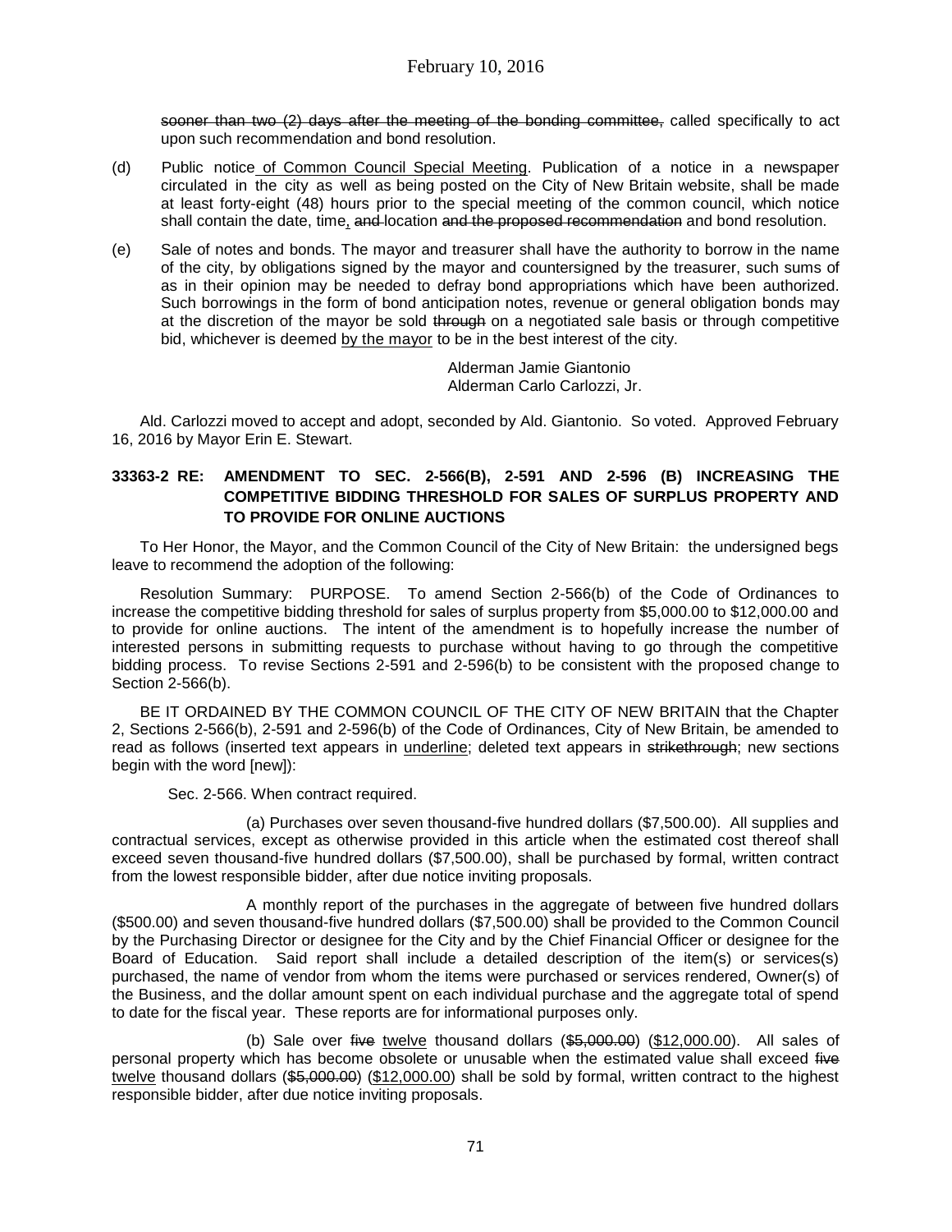~~sooner than two (2) days after the meeting of the bonding committee,~~ called specifically to act upon such recommendation and bond resolution.

(d) Public notice <u>of Common Council Special Meeting</u>. Publication of a notice in a newspaper circulated in the city as well as being posted on the City of New Britain website, shall be made at least forty-eight (48) hours prior to the special meeting of the common council, which notice shall contain the date, time<u>,</u> ~~and~~ location ~~and the proposed recommendation~~ and bond resolution.

(e) Sale of notes and bonds. The mayor and treasurer shall have the authority to borrow in the name of the city, by obligations signed by the mayor and countersigned by the treasurer, such sums of as in their opinion may be needed to defray bond appropriations which have been authorized. Such borrowings in the form of bond anticipation notes, revenue or general obligation bonds may at the discretion of the mayor be sold ~~through~~ on a negotiated sale basis or through competitive bid, whichever is deemed <u>by the mayor</u> to be in the best interest of the city.

Alderman Jamie Giantonio
Alderman Carlo Carlozzi, Jr.

Ald. Carlozzi moved to accept and adopt, seconded by Ald. Giantonio. So voted. Approved February 16, 2016 by Mayor Erin E. Stewart.

**33363-2 RE: AMENDMENT TO SEC. 2-566(B), 2-591 AND 2-596 (B) INCREASING THE COMPETITIVE BIDDING THRESHOLD FOR SALES OF SURPLUS PROPERTY AND TO PROVIDE FOR ONLINE AUCTIONS**

To Her Honor, the Mayor, and the Common Council of the City of New Britain: the undersigned begs leave to recommend the adoption of the following:

Resolution Summary: PURPOSE. To amend Section 2-566(b) of the Code of Ordinances to increase the competitive bidding threshold for sales of surplus property from $5,000.00 to $12,000.00 and to provide for online auctions. The intent of the amendment is to hopefully increase the number of interested persons in submitting requests to purchase without having to go through the competitive bidding process. To revise Sections 2-591 and 2-596(b) to be consistent with the proposed change to Section 2-566(b).

BE IT ORDAINED BY THE COMMON COUNCIL OF THE CITY OF NEW BRITAIN that the Chapter 2, Sections 2-566(b), 2-591 and 2-596(b) of the Code of Ordinances, City of New Britain, be amended to read as follows (inserted text appears in <u>underline</u>; deleted text appears in ~~strikethrough~~; new sections begin with the word [new]):

Sec. 2-566. When contract required.

(a) Purchases over seven thousand-five hundred dollars ($7,500.00). All supplies and contractual services, except as otherwise provided in this article when the estimated cost thereof shall exceed seven thousand-five hundred dollars ($7,500.00), shall be purchased by formal, written contract from the lowest responsible bidder, after due notice inviting proposals.

A monthly report of the purchases in the aggregate of between five hundred dollars ($500.00) and seven thousand-five hundred dollars ($7,500.00) shall be provided to the Common Council by the Purchasing Director or designee for the City and by the Chief Financial Officer or designee for the Board of Education. Said report shall include a detailed description of the item(s) or services(s) purchased, the name of vendor from whom the items were purchased or services rendered, Owner(s) of the Business, and the dollar amount spent on each individual purchase and the aggregate total of spend to date for the fiscal year. These reports are for informational purposes only.

(b) Sale over ~~five~~ <u>twelve</u> thousand dollars (~~$5,000.00~~) (<u>$12,000.00</u>). All sales of personal property which has become obsolete or unusable when the estimated value shall exceed ~~five~~ <u>twelve</u> thousand dollars (~~$5,000.00~~) (<u>$12,000.00</u>) shall be sold by formal, written contract to the highest responsible bidder, after due notice inviting proposals.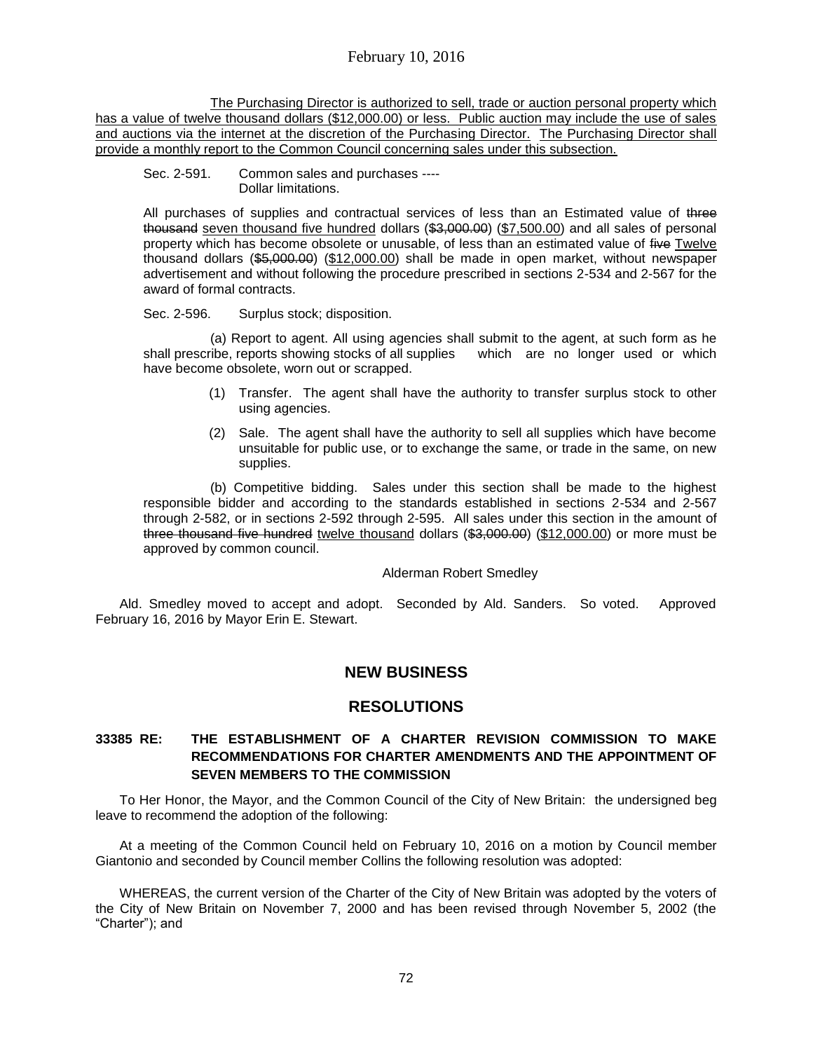The Purchasing Director is authorized to sell, trade or auction personal property which has a value of twelve thousand dollars ($12,000.00) or less. Public auction may include the use of sales and auctions via the internet at the discretion of the Purchasing Director. The Purchasing Director shall provide a monthly report to the Common Council concerning sales under this subsection.

Sec. 2-591. Common sales and purchases ---- Dollar limitations.

All purchases of supplies and contractual services of less than an Estimated value of ~~three thousand~~ seven thousand five hundred dollars (~~$3,000.00~~) ($7,500.00) and all sales of personal property which has become obsolete or unusable, of less than an estimated value of ~~five~~ Twelve thousand dollars (~~$5,000.00~~) ($12,000.00) shall be made in open market, without newspaper advertisement and without following the procedure prescribed in sections 2-534 and 2-567 for the award of formal contracts.

Sec. 2-596. Surplus stock; disposition.

(a) Report to agent. All using agencies shall submit to the agent, at such form as he shall prescribe, reports showing stocks of all supplies which are no longer used or which have become obsolete, worn out or scrapped.

(1) Transfer. The agent shall have the authority to transfer surplus stock to other using agencies.

(2) Sale. The agent shall have the authority to sell all supplies which have become unsuitable for public use, or to exchange the same, or trade in the same, on new supplies.

(b) Competitive bidding. Sales under this section shall be made to the highest responsible bidder and according to the standards established in sections 2-534 and 2-567 through 2-582, or in sections 2-592 through 2-595. All sales under this section in the amount of ~~three thousand five hundred~~ twelve thousand dollars (~~$3,000.00~~) ($12,000.00) or more must be approved by common council.

Alderman Robert Smedley

Ald. Smedley moved to accept and adopt. Seconded by Ald. Sanders. So voted. Approved February 16, 2016 by Mayor Erin E. Stewart.

## NEW BUSINESS

## RESOLUTIONS

### 33385 RE: THE ESTABLISHMENT OF A CHARTER REVISION COMMISSION TO MAKE RECOMMENDATIONS FOR CHARTER AMENDMENTS AND THE APPOINTMENT OF SEVEN MEMBERS TO THE COMMISSION

To Her Honor, the Mayor, and the Common Council of the City of New Britain: the undersigned beg leave to recommend the adoption of the following:

At a meeting of the Common Council held on February 10, 2016 on a motion by Council member Giantonio and seconded by Council member Collins the following resolution was adopted:

WHEREAS, the current version of the Charter of the City of New Britain was adopted by the voters of the City of New Britain on November 7, 2000 and has been revised through November 5, 2002 (the "Charter"); and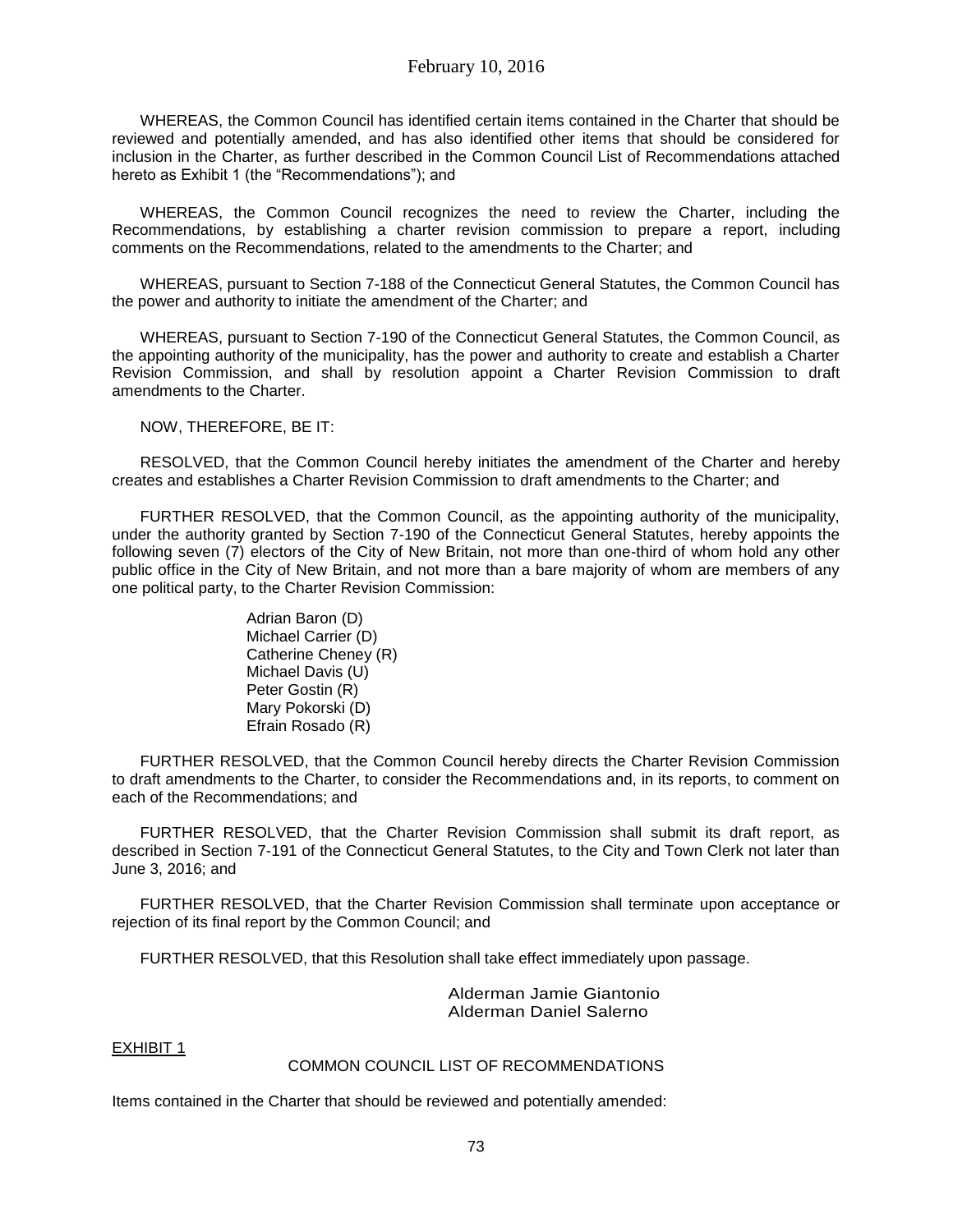WHEREAS, the Common Council has identified certain items contained in the Charter that should be reviewed and potentially amended, and has also identified other items that should be considered for inclusion in the Charter, as further described in the Common Council List of Recommendations attached hereto as Exhibit 1 (the "Recommendations"); and

WHEREAS, the Common Council recognizes the need to review the Charter, including the Recommendations, by establishing a charter revision commission to prepare a report, including comments on the Recommendations, related to the amendments to the Charter; and

WHEREAS, pursuant to Section 7-188 of the Connecticut General Statutes, the Common Council has the power and authority to initiate the amendment of the Charter; and

WHEREAS, pursuant to Section 7-190 of the Connecticut General Statutes, the Common Council, as the appointing authority of the municipality, has the power and authority to create and establish a Charter Revision Commission, and shall by resolution appoint a Charter Revision Commission to draft amendments to the Charter.

NOW, THEREFORE, BE IT:

RESOLVED, that the Common Council hereby initiates the amendment of the Charter and hereby creates and establishes a Charter Revision Commission to draft amendments to the Charter; and

FURTHER RESOLVED, that the Common Council, as the appointing authority of the municipality, under the authority granted by Section 7-190 of the Connecticut General Statutes, hereby appoints the following seven (7) electors of the City of New Britain, not more than one-third of whom hold any other public office in the City of New Britain, and not more than a bare majority of whom are members of any one political party, to the Charter Revision Commission:

Adrian Baron (D)
Michael Carrier (D)
Catherine Cheney (R)
Michael Davis (U)
Peter Gostin (R)
Mary Pokorski (D)
Efrain Rosado (R)

FURTHER RESOLVED, that the Common Council hereby directs the Charter Revision Commission to draft amendments to the Charter, to consider the Recommendations and, in its reports, to comment on each of the Recommendations; and

FURTHER RESOLVED, that the Charter Revision Commission shall submit its draft report, as described in Section 7-191 of the Connecticut General Statutes, to the City and Town Clerk not later than June 3, 2016; and

FURTHER RESOLVED, that the Charter Revision Commission shall terminate upon acceptance or rejection of its final report by the Common Council; and

FURTHER RESOLVED, that this Resolution shall take effect immediately upon passage.

Alderman Jamie Giantonio
Alderman Daniel Salerno

EXHIBIT 1

COMMON COUNCIL LIST OF RECOMMENDATIONS

Items contained in the Charter that should be reviewed and potentially amended: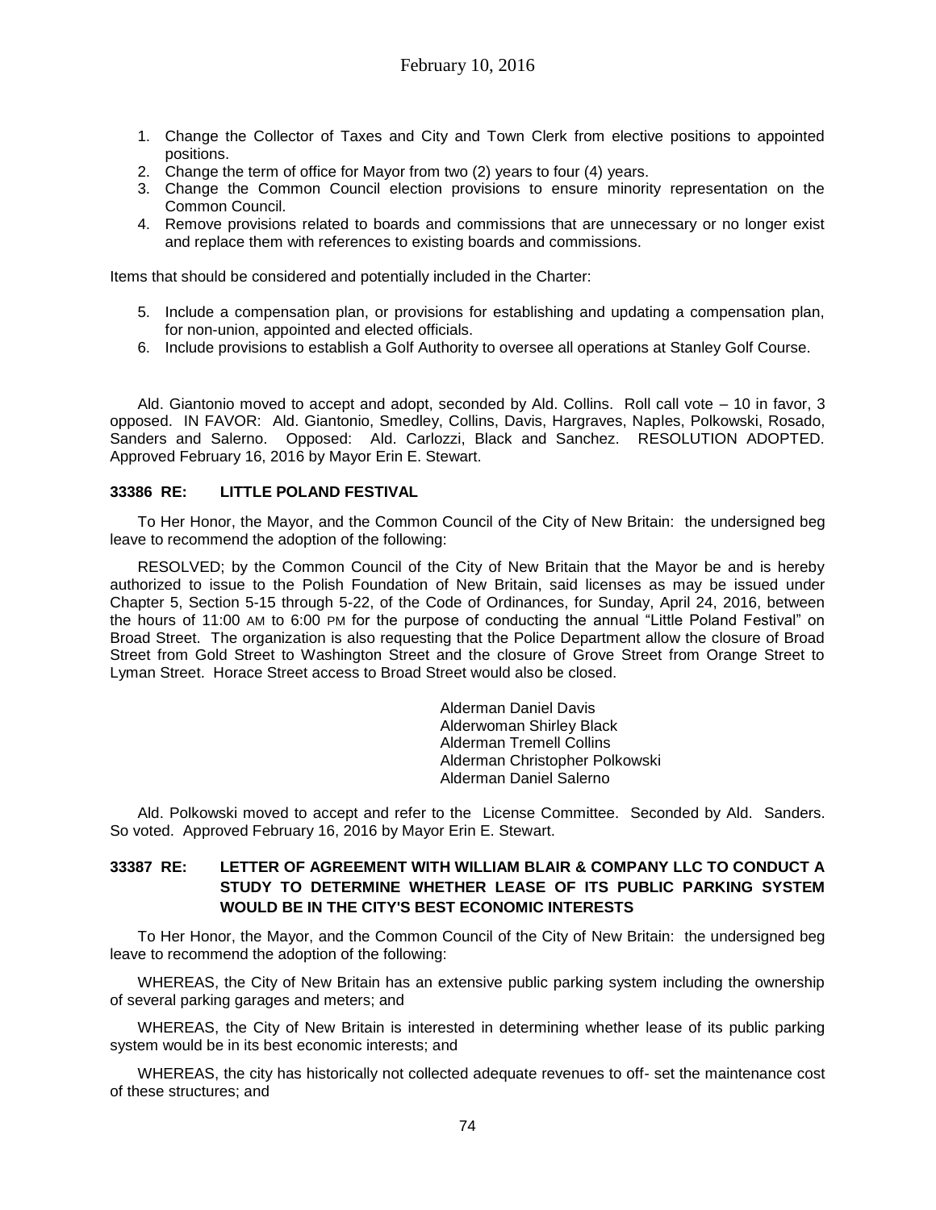1. Change the Collector of Taxes and City and Town Clerk from elective positions to appointed positions.
2. Change the term of office for Mayor from two (2) years to four (4) years.
3. Change the Common Council election provisions to ensure minority representation on the Common Council.
4. Remove provisions related to boards and commissions that are unnecessary or no longer exist and replace them with references to existing boards and commissions.

Items that should be considered and potentially included in the Charter:

5. Include a compensation plan, or provisions for establishing and updating a compensation plan, for non-union, appointed and elected officials.
6. Include provisions to establish a Golf Authority to oversee all operations at Stanley Golf Course.

Ald. Giantonio moved to accept and adopt, seconded by Ald. Collins. Roll call vote – 10 in favor, 3 opposed. IN FAVOR: Ald. Giantonio, Smedley, Collins, Davis, Hargraves, Naples, Polkowski, Rosado, Sanders and Salerno. Opposed: Ald. Carlozzi, Black and Sanchez. RESOLUTION ADOPTED. Approved February 16, 2016 by Mayor Erin E. Stewart.

**33386 RE: LITTLE POLAND FESTIVAL**

To Her Honor, the Mayor, and the Common Council of the City of New Britain: the undersigned beg leave to recommend the adoption of the following:

RESOLVED; by the Common Council of the City of New Britain that the Mayor be and is hereby authorized to issue to the Polish Foundation of New Britain, said licenses as may be issued under Chapter 5, Section 5-15 through 5-22, of the Code of Ordinances, for Sunday, April 24, 2016, between the hours of 11:00 AM to 6:00 PM for the purpose of conducting the annual "Little Poland Festival" on Broad Street. The organization is also requesting that the Police Department allow the closure of Broad Street from Gold Street to Washington Street and the closure of Grove Street from Orange Street to Lyman Street. Horace Street access to Broad Street would also be closed.

Alderman Daniel Davis
Alderwoman Shirley Black
Alderman Tremell Collins
Alderman Christopher Polkowski
Alderman Daniel Salerno

Ald. Polkowski moved to accept and refer to the License Committee. Seconded by Ald. Sanders. So voted. Approved February 16, 2016 by Mayor Erin E. Stewart.

**33387 RE: LETTER OF AGREEMENT WITH WILLIAM BLAIR & COMPANY LLC TO CONDUCT A STUDY TO DETERMINE WHETHER LEASE OF ITS PUBLIC PARKING SYSTEM WOULD BE IN THE CITY'S BEST ECONOMIC INTERESTS**

To Her Honor, the Mayor, and the Common Council of the City of New Britain: the undersigned beg leave to recommend the adoption of the following:

WHEREAS, the City of New Britain has an extensive public parking system including the ownership of several parking garages and meters; and

WHEREAS, the City of New Britain is interested in determining whether lease of its public parking system would be in its best economic interests; and

WHEREAS, the city has historically not collected adequate revenues to off- set the maintenance cost of these structures; and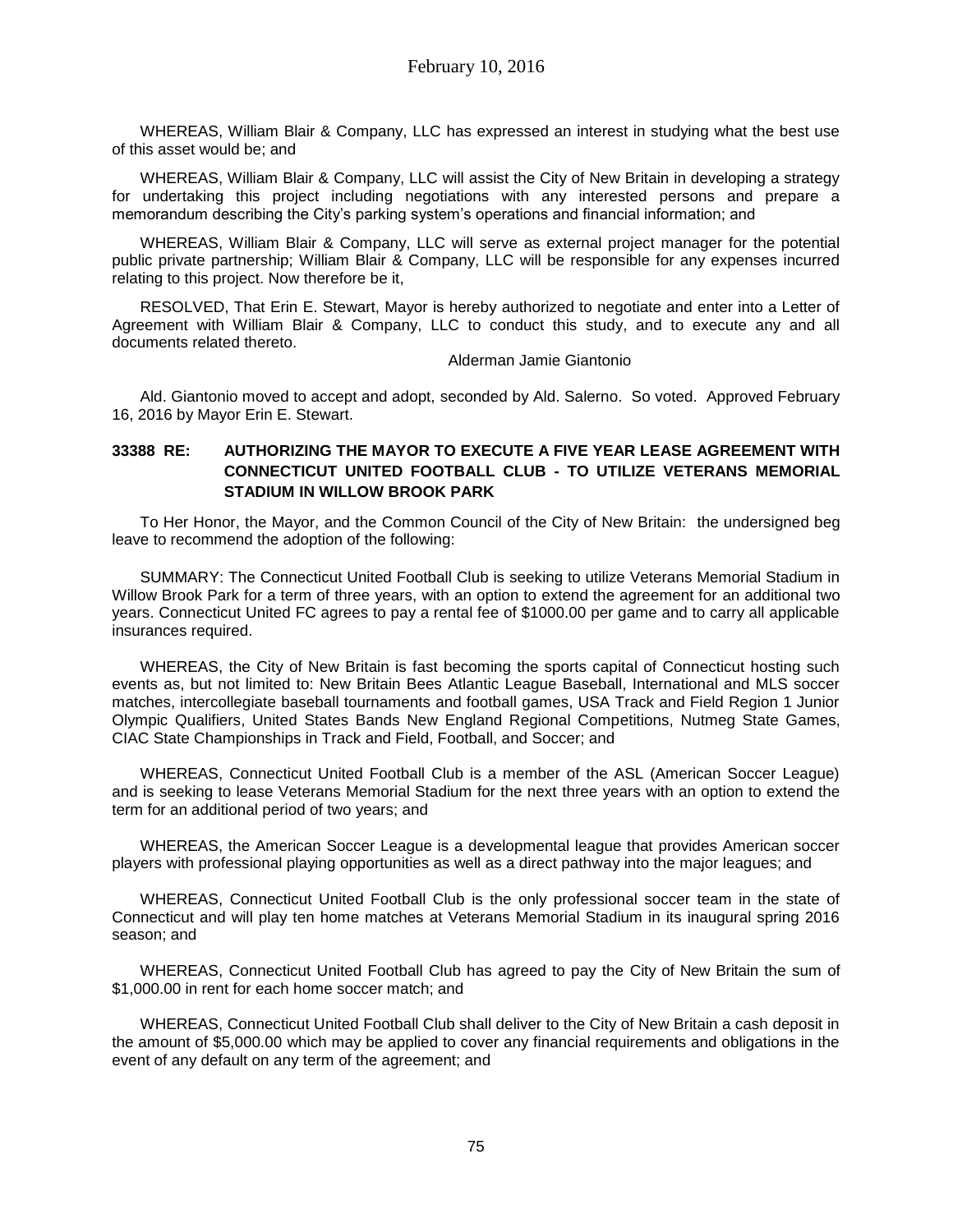WHEREAS, William Blair & Company, LLC has expressed an interest in studying what the best use of this asset would be; and

WHEREAS, William Blair & Company, LLC will assist the City of New Britain in developing a strategy for undertaking this project including negotiations with any interested persons and prepare a memorandum describing the City's parking system's operations and financial information; and

WHEREAS, William Blair & Company, LLC will serve as external project manager for the potential public private partnership; William Blair & Company, LLC will be responsible for any expenses incurred relating to this project. Now therefore be it,

RESOLVED, That Erin E. Stewart, Mayor is hereby authorized to negotiate and enter into a Letter of Agreement with William Blair & Company, LLC to conduct this study, and to execute any and all documents related thereto.

Alderman Jamie Giantonio

Ald. Giantonio moved to accept and adopt, seconded by Ald. Salerno. So voted. Approved February 16, 2016 by Mayor Erin E. Stewart.

**33388 RE: AUTHORIZING THE MAYOR TO EXECUTE A FIVE YEAR LEASE AGREEMENT WITH CONNECTICUT UNITED FOOTBALL CLUB - TO UTILIZE VETERANS MEMORIAL STADIUM IN WILLOW BROOK PARK**

To Her Honor, the Mayor, and the Common Council of the City of New Britain: the undersigned beg leave to recommend the adoption of the following:

SUMMARY: The Connecticut United Football Club is seeking to utilize Veterans Memorial Stadium in Willow Brook Park for a term of three years, with an option to extend the agreement for an additional two years. Connecticut United FC agrees to pay a rental fee of $1000.00 per game and to carry all applicable insurances required.

WHEREAS, the City of New Britain is fast becoming the sports capital of Connecticut hosting such events as, but not limited to: New Britain Bees Atlantic League Baseball, International and MLS soccer matches, intercollegiate baseball tournaments and football games, USA Track and Field Region 1 Junior Olympic Qualifiers, United States Bands New England Regional Competitions, Nutmeg State Games, CIAC State Championships in Track and Field, Football, and Soccer; and

WHEREAS, Connecticut United Football Club is a member of the ASL (American Soccer League) and is seeking to lease Veterans Memorial Stadium for the next three years with an option to extend the term for an additional period of two years; and

WHEREAS, the American Soccer League is a developmental league that provides American soccer players with professional playing opportunities as well as a direct pathway into the major leagues; and

WHEREAS, Connecticut United Football Club is the only professional soccer team in the state of Connecticut and will play ten home matches at Veterans Memorial Stadium in its inaugural spring 2016 season; and

WHEREAS, Connecticut United Football Club has agreed to pay the City of New Britain the sum of $1,000.00 in rent for each home soccer match; and

WHEREAS, Connecticut United Football Club shall deliver to the City of New Britain a cash deposit in the amount of $5,000.00 which may be applied to cover any financial requirements and obligations in the event of any default on any term of the agreement; and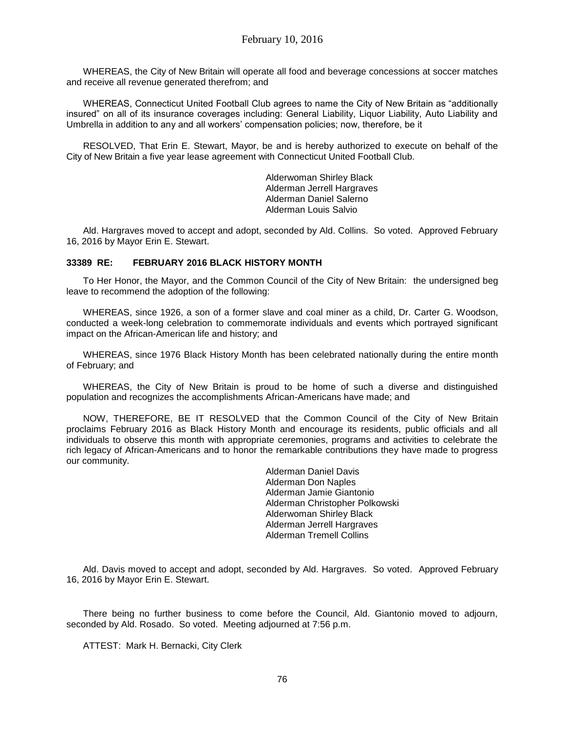WHEREAS, the City of New Britain will operate all food and beverage concessions at soccer matches and receive all revenue generated therefrom; and

WHEREAS, Connecticut United Football Club agrees to name the City of New Britain as "additionally insured" on all of its insurance coverages including: General Liability, Liquor Liability, Auto Liability and Umbrella in addition to any and all workers' compensation policies; now, therefore, be it

RESOLVED, That Erin E. Stewart, Mayor, be and is hereby authorized to execute on behalf of the City of New Britain a five year lease agreement with Connecticut United Football Club.

Alderwoman Shirley Black
Alderman Jerrell Hargraves
Alderman Daniel Salerno
Alderman Louis Salvio

Ald. Hargraves moved to accept and adopt, seconded by Ald. Collins. So voted. Approved February 16, 2016 by Mayor Erin E. Stewart.

**33389 RE: FEBRUARY 2016 BLACK HISTORY MONTH**

To Her Honor, the Mayor, and the Common Council of the City of New Britain: the undersigned beg leave to recommend the adoption of the following:

WHEREAS, since 1926, a son of a former slave and coal miner as a child, Dr. Carter G. Woodson, conducted a week-long celebration to commemorate individuals and events which portrayed significant impact on the African-American life and history; and

WHEREAS, since 1976 Black History Month has been celebrated nationally during the entire month of February; and

WHEREAS, the City of New Britain is proud to be home of such a diverse and distinguished population and recognizes the accomplishments African-Americans have made; and

NOW, THEREFORE, BE IT RESOLVED that the Common Council of the City of New Britain proclaims February 2016 as Black History Month and encourage its residents, public officials and all individuals to observe this month with appropriate ceremonies, programs and activities to celebrate the rich legacy of African-Americans and to honor the remarkable contributions they have made to progress our community.

Alderman Daniel Davis
Alderman Don Naples
Alderman Jamie Giantonio
Alderman Christopher Polkowski
Alderwoman Shirley Black
Alderman Jerrell Hargraves
Alderman Tremell Collins

Ald. Davis moved to accept and adopt, seconded by Ald. Hargraves. So voted. Approved February 16, 2016 by Mayor Erin E. Stewart.

There being no further business to come before the Council, Ald. Giantonio moved to adjourn, seconded by Ald. Rosado. So voted. Meeting adjourned at 7:56 p.m.

ATTEST: Mark H. Bernacki, City Clerk